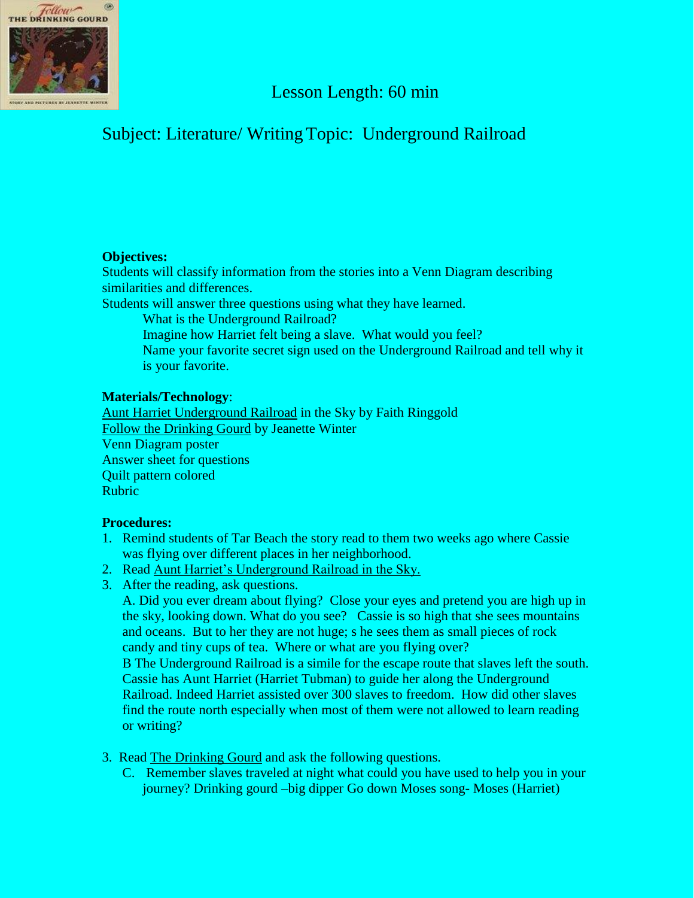Lesson Length: 60 min

Subject: Literature/ Writing Topic: Underground Railroad

**Objectives:**

Students will classify information from the stories into a Venn Diagram describing similarities and differences.

Students will answer three questions using what they have learned.

> What is the Underground Railroad?
> Imagine how Harriet felt being a slave. What would you feel?
> Name your favorite secret sign used on the Underground Railroad and tell why it is your favorite.

**Materials/Technology**:

Aunt Harriet Underground Railroad in the Sky by Faith Ringgold
Follow the Drinking Gourd by Jeanette Winter
Venn Diagram poster
Answer sheet for questions
Quilt pattern colored
Rubric

**Procedures:**

1. Remind students of Tar Beach the story read to them two weeks ago where Cassie was flying over different places in her neighborhood.
2. Read Aunt Harriet's Underground Railroad in the Sky.
3. After the reading, ask questions.

   A. Did you ever dream about flying? Close your eyes and pretend you are high up in the sky, looking down. What do you see? Cassie is so high that she sees mountains and oceans. But to her they are not huge; s he sees them as small pieces of rock candy and tiny cups of tea. Where or what are you flying over?

   B The Underground Railroad is a simile for the escape route that slaves left the south. Cassie has Aunt Harriet (Harriet Tubman) to guide her along the Underground Railroad. Indeed Harriet assisted over 300 slaves to freedom. How did other slaves find the route north especially when most of them were not allowed to learn reading or writing?

3. Read The Drinking Gourd and ask the following questions.

   C. Remember slaves traveled at night what could you have used to help you in your journey? Drinking gourd –big dipper Go down Moses song- Moses (Harriet)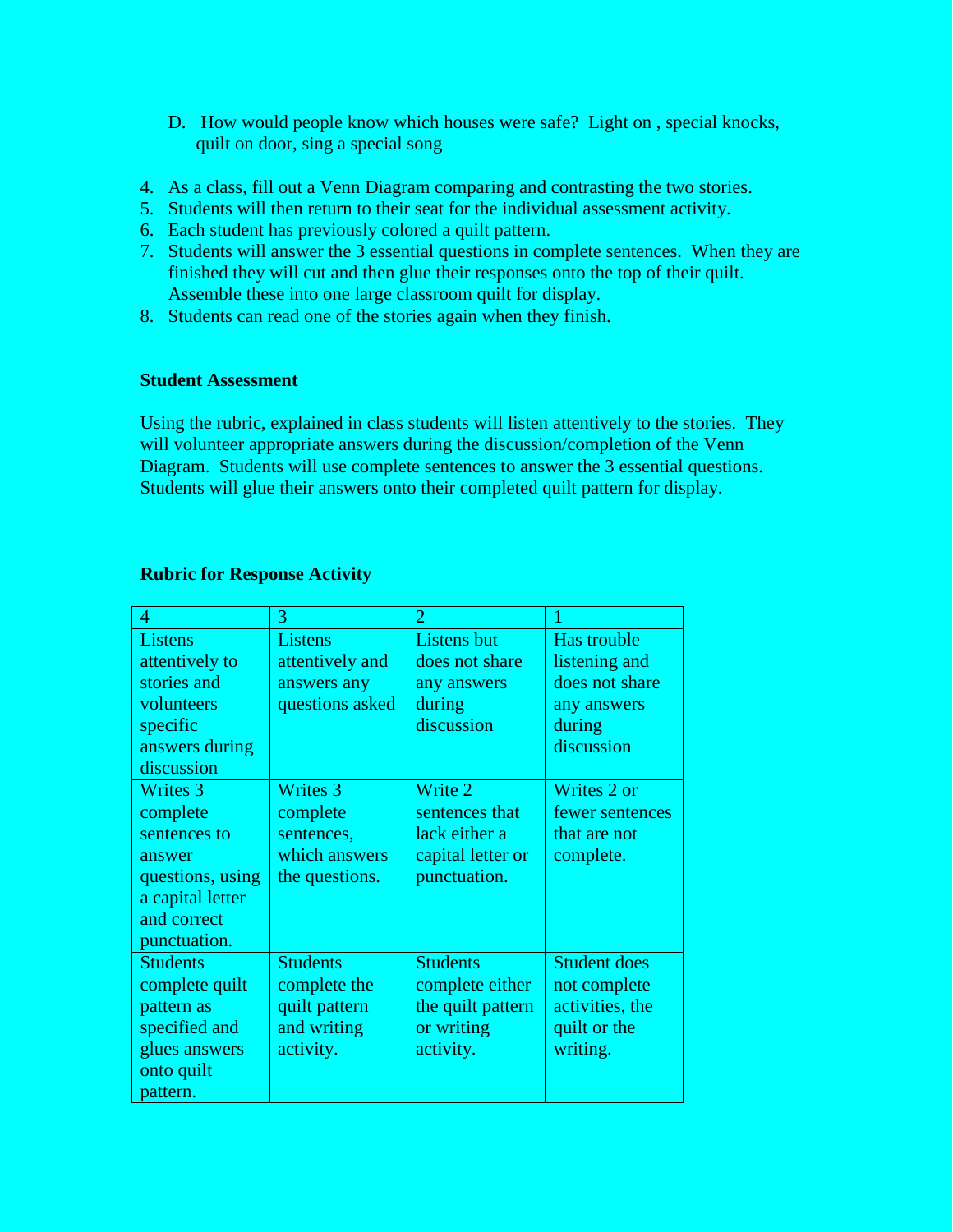D. How would people know which houses were safe? Light on , special knocks, quilt on door, sing a special song

4. As a class, fill out a Venn Diagram comparing and contrasting the two stories.
5. Students will then return to their seat for the individual assessment activity.
6. Each student has previously colored a quilt pattern.
7. Students will answer the 3 essential questions in complete sentences. When they are finished they will cut and then glue their responses onto the top of their quilt. Assemble these into one large classroom quilt for display.
8. Students can read one of the stories again when they finish.

**Student Assessment**

Using the rubric, explained in class students will listen attentively to the stories. They will volunteer appropriate answers during the discussion/completion of the Venn Diagram. Students will use complete sentences to answer the 3 essential questions. Students will glue their answers onto their completed quilt pattern for display.

**Rubric for Response Activity**

| 4 | 3 | 2 | 1 |
|---|---|---|---|
| Listens attentively to stories and volunteers specific answers during discussion | Listens attentively and answers any questions asked | Listens but does not share any answers during discussion | Has trouble listening and does not share any answers during discussion |
| Writes 3 complete sentences to answer questions, using a capital letter and correct punctuation. | Writes 3 complete sentences, which answers the questions. | Write 2 sentences that lack either a capital letter or punctuation. | Writes 2 or fewer sentences that are not complete. |
| Students complete quilt pattern as specified and glues answers onto quilt pattern. | Students complete the quilt pattern and writing activity. | Students complete either the quilt pattern or writing activity. | Student does not complete activities, the quilt or the writing. |